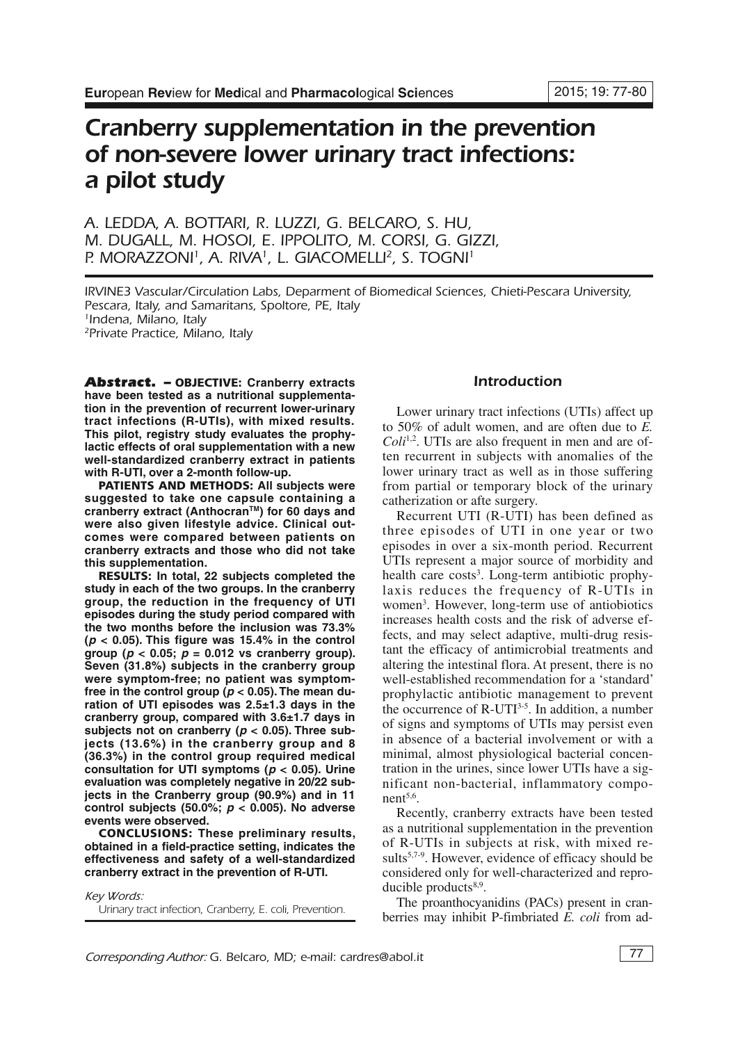# Cranberry supplementation in the prevention of non-severe lower urinary tract infections: a pilot study

A. LEDDA, A. BOTTARI, R. LUZZI, G. BELCARO, S. HU, M. DUGALL, M. HOSOI, E. IPPOLITO, M. CORSI, G. GIZZI, P. MORAZZONI[1], A. RIVA[1], L. GIACOMELLI[2], S. TOGNI[1]

IRVINE3 Vascular/Circulation Labs, Deparment of Biomedical Sciences, Chieti-Pescara University, Pescara, Italy, and Samaritans, Spoltore, PE, Italy
[1]Indena, Milano, Italy
[2]Private Practice, Milano, Italy

**Abstract. – OBJECTIVE: Cranberry extracts have been tested as a nutritional supplementation in the prevention of recurrent lower-urinary tract infections (R-UTIs), with mixed results. This pilot, registry study evaluates the prophylactic effects of oral supplementation with a new well-standardized cranberry extract in patients with R-UTI, over a 2-month follow-up.**

**PATIENTS AND METHODS: All subjects were suggested to take one capsule containing a cranberry extract (Anthocran™) for 60 days and were also given lifestyle advice. Clinical outcomes were compared between patients on cranberry extracts and those who did not take this supplementation.**

**RESULTS: In total, 22 subjects completed the study in each of the two groups. In the cranberry group, the reduction in the frequency of UTI episodes during the study period compared with the two months before the inclusion was 73.3% ($p < 0.05$). This figure was 15.4% in the control group ($p < 0.05$; $p = 0.012$ vs cranberry group). Seven (31.8%) subjects in the cranberry group were symptom-free; no patient was symptom-free in the control group ($p < 0.05$). The mean duration of UTI episodes was 2.5±1.3 days in the cranberry group, compared with 3.6±1.7 days in subjects not on cranberry ($p < 0.05$). Three subjects (13.6%) in the cranberry group and 8 (36.3%) in the control group required medical consultation for UTI symptoms ($p < 0.05$). Urine evaluation was completely negative in 20/22 subjects in the Cranberry group (90.9%) and in 11 control subjects (50.0%; $p < 0.005$). No adverse events were observed.**

**CONCLUSIONS: These preliminary results, obtained in a field-practice setting, indicates the effectiveness and safety of a well-standardized cranberry extract in the prevention of R-UTI.**

*Key Words:*

Urinary tract infection, Cranberry, E. coli, Prevention.

## Introduction

Lower urinary tract infections (UTIs) affect up to 50% of adult women, and are often due to *E. Coli*[1,2]. UTIs are also frequent in men and are often recurrent in subjects with anomalies of the lower urinary tract as well as in those suffering from partial or temporary block of the urinary catherization or afte surgery.

Recurrent UTI (R-UTI) has been defined as three episodes of UTI in one year or two episodes in over a six-month period. Recurrent UTIs represent a major source of morbidity and health care costs[3]. Long-term antibiotic prophylaxis reduces the frequency of R-UTIs in women[3]. However, long-term use of antiobiotics increases health costs and the risk of adverse effects, and may select adaptive, multi-drug resistant the efficacy of antimicrobial treatments and altering the intestinal flora. At present, there is no well-established recommendation for a 'standard' prophylactic antibiotic management to prevent the occurrence of R-UTI[3-5]. In addition, a number of signs and symptoms of UTIs may persist even in absence of a bacterial involvement or with a minimal, almost physiological bacterial concentration in the urines, since lower UTIs have a significant non-bacterial, inflammatory component[5,6].

Recently, cranberry extracts have been tested as a nutritional supplementation in the prevention of R-UTIs in subjects at risk, with mixed results[5,7-9]. However, evidence of efficacy should be considered only for well-characterized and reproducible products[8,9].

The proanthocyanidins (PACs) present in cranberries may inhibit P-fimbriated *E. coli* from ad-

*Corresponding Author:* G. Belcaro, MD; e-mail: cardres@abol.it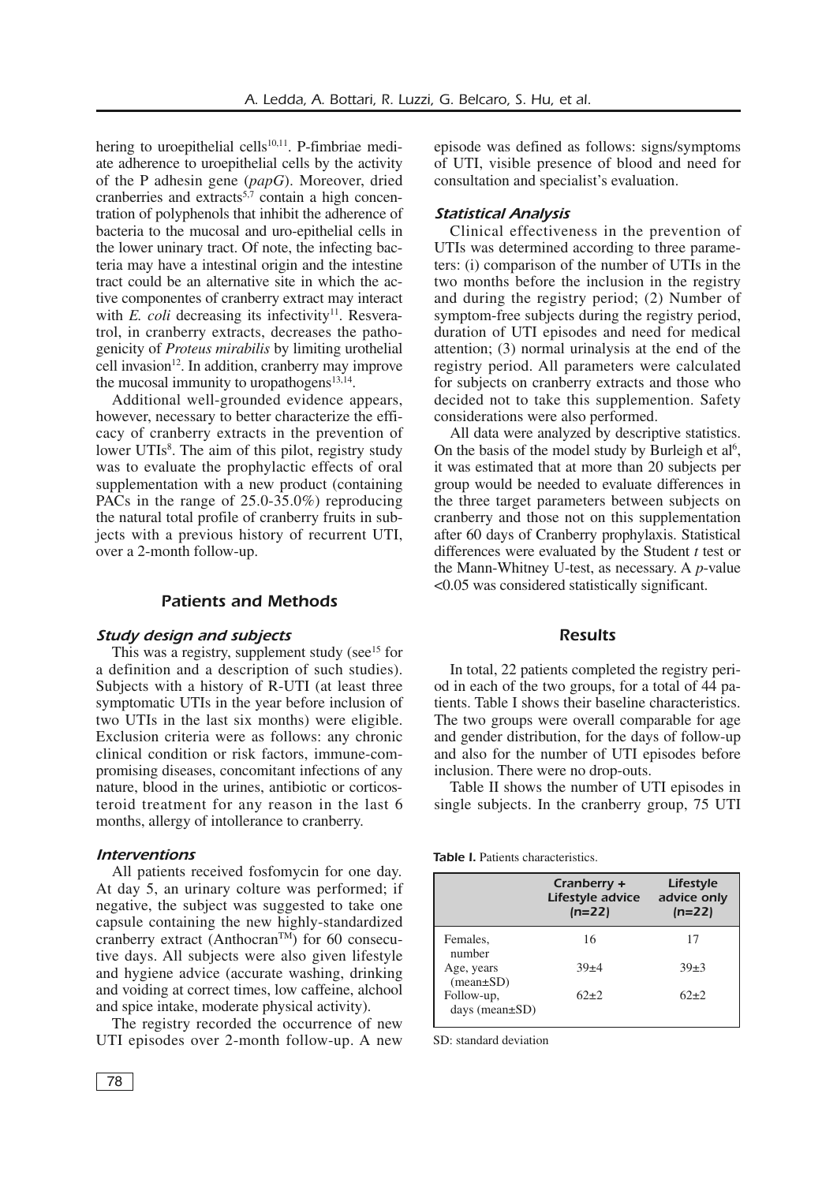hering to uroepithelial cells[10,11]. P-fimbriae mediate adherence to uroepithelial cells by the activity of the P adhesin gene (*papG*). Moreover, dried cranberries and extracts[5,7] contain a high concentration of polyphenols that inhibit the adherence of bacteria to the mucosal and uro-epithelial cells in the lower uninary tract. Of note, the infecting bacteria may have a intestinal origin and the intestine tract could be an alternative site in which the active componentes of cranberry extract may interact with *E. coli* decreasing its infectivity[11]. Resveratrol, in cranberry extracts, decreases the pathogenicity of *Proteus mirabilis* by limiting urothelial cell invasion[12]. In addition, cranberry may improve the mucosal immunity to uropathogens[13,14].

Additional well-grounded evidence appears, however, necessary to better characterize the efficacy of cranberry extracts in the prevention of lower UTIs[8]. The aim of this pilot, registry study was to evaluate the prophylactic effects of oral supplementation with a new product (containing PACs in the range of 25.0-35.0%) reproducing the natural total profile of cranberry fruits in subjects with a previous history of recurrent UTI, over a 2-month follow-up.

## Patients and Methods

### Study design and subjects

This was a registry, supplement study (see[15] for a definition and a description of such studies). Subjects with a history of R-UTI (at least three symptomatic UTIs in the year before inclusion of two UTIs in the last six months) were eligible. Exclusion criteria were as follows: any chronic clinical condition or risk factors, immune-compromising diseases, concomitant infections of any nature, blood in the urines, antibiotic or corticosteroid treatment for any reason in the last 6 months, allergy of intollerance to cranberry.

### Interventions

All patients received fosfomycin for one day. At day 5, an urinary colture was performed; if negative, the subject was suggested to take one capsule containing the new highly-standardized cranberry extract (Anthocran™) for 60 consecutive days. All subjects were also given lifestyle and hygiene advice (accurate washing, drinking and voiding at correct times, low caffeine, alchool and spice intake, moderate physical activity).

The registry recorded the occurrence of new UTI episodes over 2-month follow-up. A new episode was defined as follows: signs/symptoms of UTI, visible presence of blood and need for consultation and specialist's evaluation.

### Statistical Analysis

Clinical effectiveness in the prevention of UTIs was determined according to three parameters: (i) comparison of the number of UTIs in the two months before the inclusion in the registry and during the registry period; (2) Number of symptom-free subjects during the registry period, duration of UTI episodes and need for medical attention; (3) normal urinalysis at the end of the registry period. All parameters were calculated for subjects on cranberry extracts and those who decided not to take this supplemention. Safety considerations were also performed.

All data were analyzed by descriptive statistics. On the basis of the model study by Burleigh et al[6], it was estimated that at more than 20 subjects per group would be needed to evaluate differences in the three target parameters between subjects on cranberry and those not on this supplementation after 60 days of Cranberry prophylaxis. Statistical differences were evaluated by the Student *t* test or the Mann-Whitney U-test, as necessary. A *p*-value <0.05 was considered statistically significant.

## Results

In total, 22 patients completed the registry period in each of the two groups, for a total of 44 patients. Table I shows their baseline characteristics. The two groups were overall comparable for age and gender distribution, for the days of follow-up and also for the number of UTI episodes before inclusion. There were no drop-outs.

Table II shows the number of UTI episodes in single subjects. In the cranberry group, 75 UTI

**Table I.** Patients characteristics.

| | Cranberry + Lifestyle advice (n=22) | Lifestyle advice only (n=22) |
|---|---|---|
| Females, number | 16 | 17 |
| Age, years (mean±SD) | 39±4 | 39±3 |
| Follow-up, days (mean±SD) | 62±2 | 62±2 |

SD: standard deviation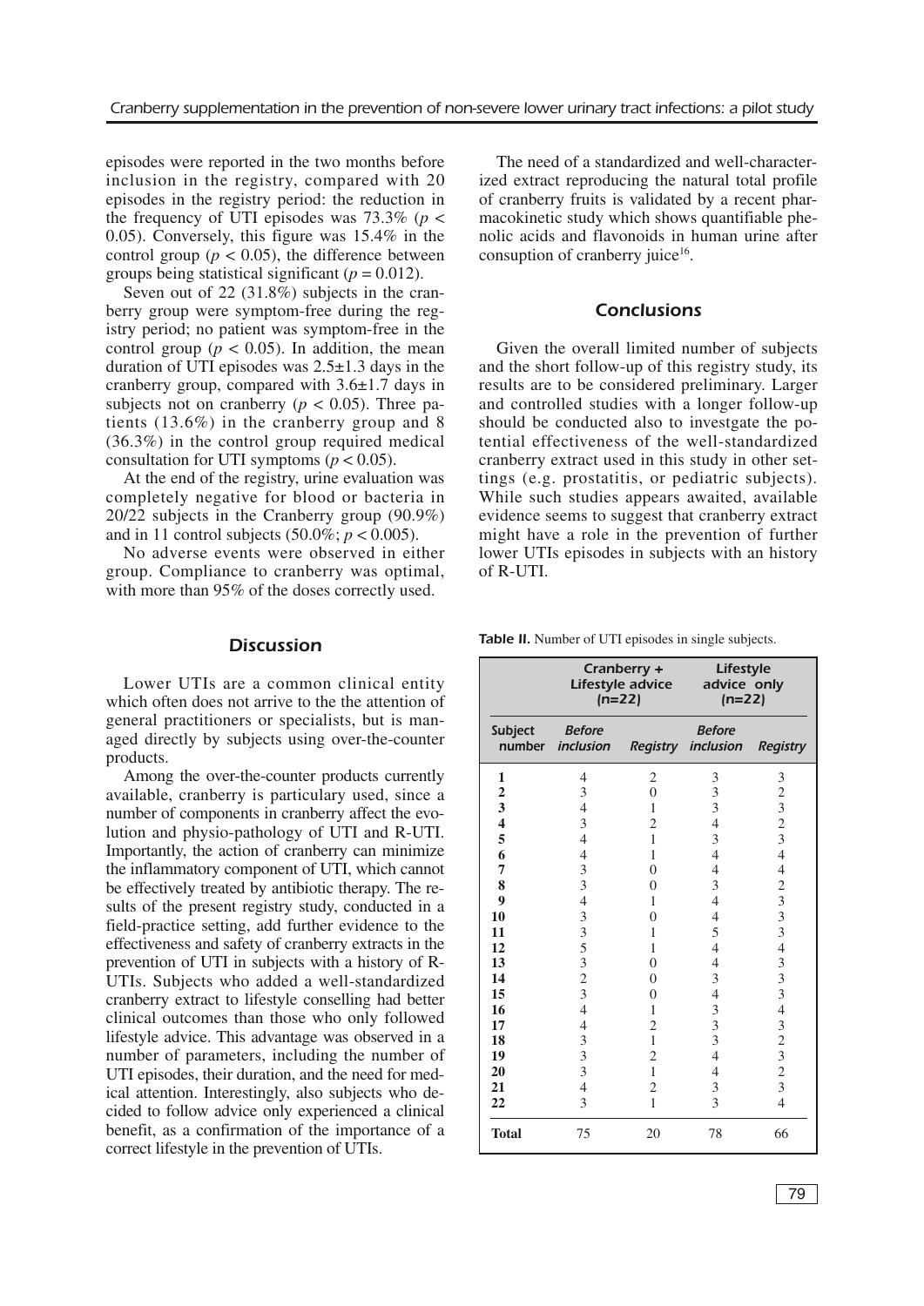episodes were reported in the two months before inclusion in the registry, compared with 20 episodes in the registry period: the reduction in the frequency of UTI episodes was 73.3% ($p < 0.05$). Conversely, this figure was 15.4% in the control group ($p < 0.05$), the difference between groups being statistical significant ($p = 0.012$).

Seven out of 22 (31.8%) subjects in the cranberry group were symptom-free during the registry period; no patient was symptom-free in the control group ($p < 0.05$). In addition, the mean duration of UTI episodes was 2.5±1.3 days in the cranberry group, compared with 3.6±1.7 days in subjects not on cranberry ($p < 0.05$). Three patients (13.6%) in the cranberry group and 8 (36.3%) in the control group required medical consultation for UTI symptoms ($p < 0.05$).

At the end of the registry, urine evaluation was completely negative for blood or bacteria in 20/22 subjects in the Cranberry group (90.9%) and in 11 control subjects (50.0%; $p < 0.005$).

No adverse events were observed in either group. Compliance to cranberry was optimal, with more than 95% of the doses correctly used.

## Discussion

Lower UTIs are a common clinical entity which often does not arrive to the the attention of general practitioners or specialists, but is managed directly by subjects using over-the-counter products.

Among the over-the-counter products currently available, cranberry is particular used, since a number of components in cranberry affect the evolution and physio-pathology of UTI and R-UTI. Importantly, the action of cranberry can minimize the inflammatory component of UTI, which cannot be effectively treated by antibiotic therapy. The results of the present registry study, conducted in a field-practice setting, add further evidence to the effectiveness and safety of cranberry extracts in the prevention of UTI in subjects with a history of R-UTIs. Subjects who added a well-standardized cranberry extract to lifestyle conselling had better clinical outcomes than those who only followed lifestyle advice. This advantage was observed in a number of parameters, including the number of UTI episodes, their duration, and the need for medical attention. Interestingly, also subjects who decided to follow advice only experienced a clinical benefit, as a confirmation of the importance of a correct lifestyle in the prevention of UTIs.

The need of a standardized and well-characterized extract reproducing the natural total profile of cranberry fruits is validated by a recent pharmacokinetic study which shows quantifiable phenolic acids and flavonoids in human urine after consuption of cranberry juice[16].

## Conclusions

Given the overall limited number of subjects and the short follow-up of this registry study, its results are to be considered preliminary. Larger and controlled studies with a longer follow-up should be conducted also to investgate the potential effectiveness of the well-standardized cranberry extract used in this study in other settings (e.g. prostatitis, or pediatric subjects). While such studies appears awaited, available evidence seems to suggest that cranberry extract might have a role in the prevention of further lower UTIs episodes in subjects with an history of R-UTI.

**Table II.** Number of UTI episodes in single subjects.

| | *Cranberry + Lifestyle advice (n=22)* | | *Lifestyle advice only (n=22)* | |
|---|---|---|---|---|
| **Subject number** | ***Before inclusion*** | ***Registry*** | ***Before inclusion*** | ***Registry*** |
| **1** | 4 | 2 | 3 | 3 |
| **2** | 3 | 0 | 3 | 2 |
| **3** | 4 | 1 | 3 | 3 |
| **4** | 3 | 2 | 4 | 2 |
| **5** | 4 | 1 | 3 | 3 |
| **6** | 4 | 1 | 4 | 4 |
| **7** | 3 | 0 | 4 | 4 |
| **8** | 3 | 0 | 3 | 2 |
| **9** | 4 | 1 | 4 | 3 |
| **10** | 3 | 0 | 4 | 3 |
| **11** | 3 | 1 | 5 | 3 |
| **12** | 5 | 1 | 4 | 4 |
| **13** | 3 | 0 | 4 | 3 |
| **14** | 2 | 0 | 3 | 3 |
| **15** | 3 | 0 | 4 | 3 |
| **16** | 4 | 1 | 3 | 4 |
| **17** | 4 | 2 | 3 | 3 |
| **18** | 3 | 1 | 3 | 2 |
| **19** | 3 | 2 | 4 | 3 |
| **20** | 3 | 1 | 4 | 2 |
| **21** | 4 | 2 | 3 | 3 |
| **22** | 3 | 1 | 3 | 4 |
| **Total** | 75 | 20 | 78 | 66 |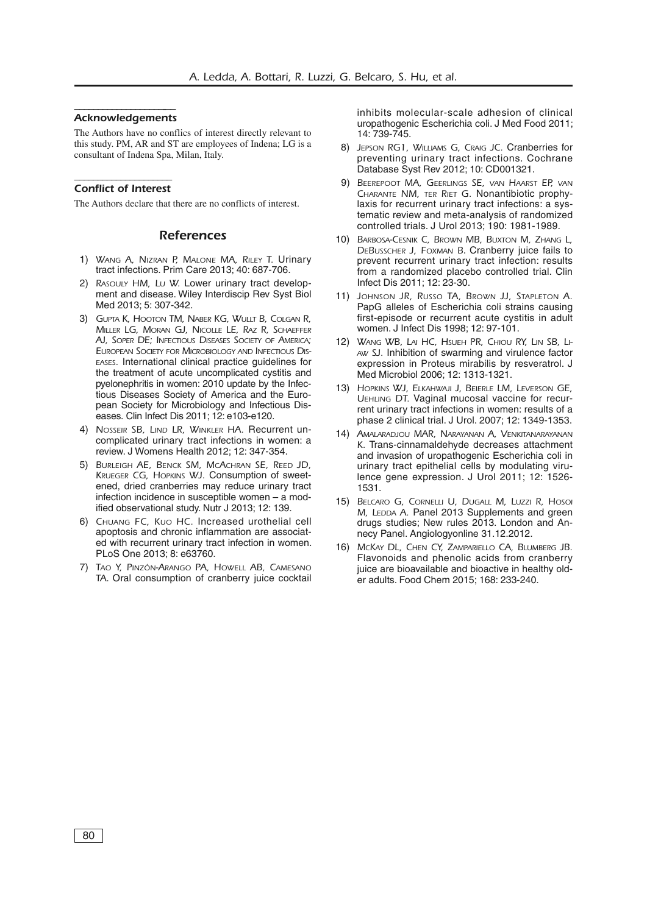## Acknowledgements

The Authors have no conflics of interest directly relevant to this study. PM, AR and ST are employees of Indena; LG is a consultant of Indena Spa, Milan, Italy.

## Conflict of Interest

The Authors declare that there are no conflicts of interest.

## References

1) Wang A, Nizran P, Malone MA, Riley T. Urinary tract infections. Prim Care 2013; 40: 687-706.
2) Rasouly HM, Lu W. Lower urinary tract development and disease. Wiley Interdiscip Rev Syst Biol Med 2013; 5: 307-342.
3) Gupta K, Hooton TM, Naber KG, Wullt B, Colgan R, Miller LG, Moran GJ, Nicolle LE, Raz R, Schaeffer AJ, Soper DE; Infectious Diseases Society of America; European Society for Microbiology and Infectious Diseases. International clinical practice guidelines for the treatment of acute uncomplicated cystitis and pyelonephritis in women: 2010 update by the Infectious Diseases Society of America and the European Society for Microbiology and Infectious Diseases. Clin Infect Dis 2011; 12: e103-e120.
4) Nosseir SB, Lind LR, Winkler HA. Recurrent uncomplicated urinary tract infections in women: a review. J Womens Health 2012; 12: 347-354.
5) Burleigh AE, Benck SM, McAchran SE, Reed JD, Krueger CG, Hopkins WJ. Consumption of sweetened, dried cranberries may reduce urinary tract infection incidence in susceptible women – a modified observational study. Nutr J 2013; 12: 139.
6) Chuang FC, Kuo HC. Increased urothelial cell apoptosis and chronic inflammation are associated with recurrent urinary tract infection in women. PLoS One 2013; 8: e63760.
7) Tao Y, Pinzón-Arango PA, Howell AB, Camesano TA. Oral consumption of cranberry juice cocktail inhibits molecular-scale adhesion of clinical uropathogenic Escherichia coli. J Med Food 2011; 14: 739-745.
8) Jepson RG1, Williams G, Craig JC. Cranberries for preventing urinary tract infections. Cochrane Database Syst Rev 2012; 10: CD001321.
9) Beerepoot MA, Geerlings SE, van Haarst EP, van Charante NM, ter Riet G. Nonantibiotic prophylaxis for recurrent urinary tract infections: a systematic review and meta-analysis of randomized controlled trials. J Urol 2013; 190: 1981-1989.
10) Barbosa-Cesnik C, Brown MB, Buxton M, Zhang L, DeBusscher J, Foxman B. Cranberry juice fails to prevent recurrent urinary tract infection: results from a randomized placebo controlled trial. Clin Infect Dis 2011; 12: 23-30.
11) Johnson JR, Russo TA, Brown JJ, Stapleton A. PapG alleles of Escherichia coli strains causing first-episode or recurrent acute cystitis in adult women. J Infect Dis 1998; 12: 97-101.
12) Wang WB, Lai HC, Hsueh PR, Chiou RY, Lin SB, Liaw SJ. Inhibition of swarming and virulence factor expression in Proteus mirabilis by resveratrol. J Med Microbiol 2006; 12: 1313-1321.
13) Hopkins WJ, Elkahwaji J, Beierle LM, Leverson GE, Uehling DT. Vaginal mucosal vaccine for recurrent urinary tract infections in women: results of a phase 2 clinical trial. J Urol. 2007; 12: 1349-1353.
14) Amalaradjou MAR, Narayanan A, Venkitanarayanan K. Trans-cinnamaldehyde decreases attachment and invasion of uropathogenic Escherichia coli in urinary tract epithelial cells by modulating virulence gene expression. J Urol 2011; 12: 1526-1531.
15) Belcaro G, Cornelli U, Dugall M, Luzzi R, Hosoi M, Ledda A. Panel 2013 Supplements and green drugs studies; New rules 2013. London and Annecy Panel. Angiologyonline 31.12.2012.
16) McKay DL, Chen CY, Zampariello CA, Blumberg JB. Flavonoids and phenolic acids from cranberry juice are bioavailable and bioactive in healthy older adults. Food Chem 2015; 168: 233-240.